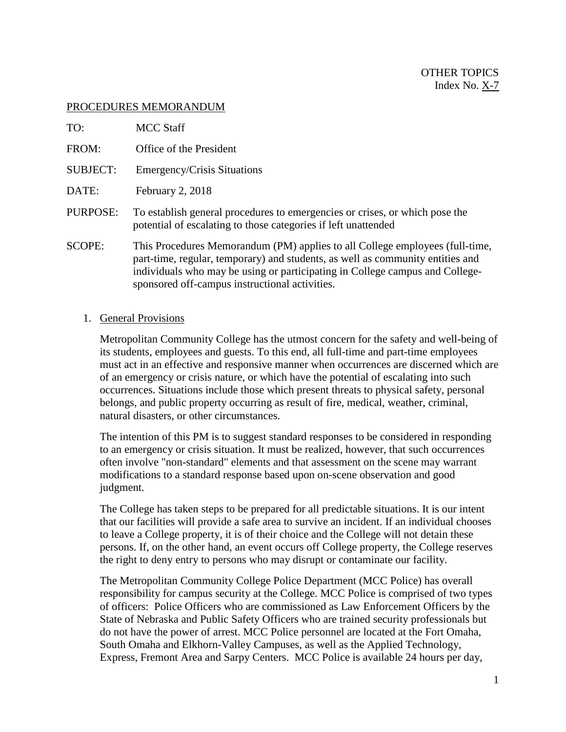OTHER TOPICS
Index No. X-7

PROCEDURES MEMORANDUM

TO: MCC Staff

FROM: Office of the President

SUBJECT: Emergency/Crisis Situations

DATE: February 2, 2018

PURPOSE: To establish general procedures to emergencies or crises, or which pose the potential of escalating to those categories if left unattended

SCOPE: This Procedures Memorandum (PM) applies to all College employees (full-time, part-time, regular, temporary) and students, as well as community entities and individuals who may be using or participating in College campus and College-sponsored off-campus instructional activities.

1. General Provisions

   Metropolitan Community College has the utmost concern for the safety and well-being of its students, employees and guests. To this end, all full-time and part-time employees must act in an effective and responsive manner when occurrences are discerned which are of an emergency or crisis nature, or which have the potential of escalating into such occurrences. Situations include those which present threats to physical safety, personal belongs, and public property occurring as result of fire, medical, weather, criminal, natural disasters, or other circumstances.

   The intention of this PM is to suggest standard responses to be considered in responding to an emergency or crisis situation. It must be realized, however, that such occurrences often involve "non-standard" elements and that assessment on the scene may warrant modifications to a standard response based upon on-scene observation and good judgment.

   The College has taken steps to be prepared for all predictable situations. It is our intent that our facilities will provide a safe area to survive an incident. If an individual chooses to leave a College property, it is of their choice and the College will not detain these persons. If, on the other hand, an event occurs off College property, the College reserves the right to deny entry to persons who may disrupt or contaminate our facility.

   The Metropolitan Community College Police Department (MCC Police) has overall responsibility for campus security at the College. MCC Police is comprised of two types of officers: Police Officers who are commissioned as Law Enforcement Officers by the State of Nebraska and Public Safety Officers who are trained security professionals but do not have the power of arrest. MCC Police personnel are located at the Fort Omaha, South Omaha and Elkhorn-Valley Campuses, as well as the Applied Technology, Express, Fremont Area and Sarpy Centers. MCC Police is available 24 hours per day,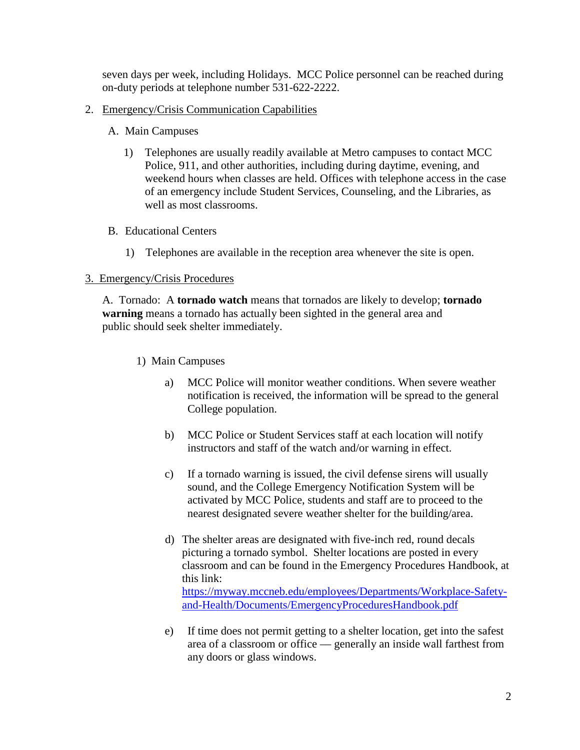seven days per week, including Holidays. MCC Police personnel can be reached during on-duty periods at telephone number 531-622-2222.

2. Emergency/Crisis Communication Capabilities

   A. Main Campuses

      1) Telephones are usually readily available at Metro campuses to contact MCC Police, 911, and other authorities, including during daytime, evening, and weekend hours when classes are held. Offices with telephone access in the case of an emergency include Student Services, Counseling, and the Libraries, as well as most classrooms.

   B. Educational Centers

      1) Telephones are available in the reception area whenever the site is open.

3. Emergency/Crisis Procedures

   A. Tornado: A **tornado watch** means that tornados are likely to develop; **tornado warning** means a tornado has actually been sighted in the general area and public should seek shelter immediately.

      1) Main Campuses

         a) MCC Police will monitor weather conditions. When severe weather notification is received, the information will be spread to the general College population.

         b) MCC Police or Student Services staff at each location will notify instructors and staff of the watch and/or warning in effect.

         c) If a tornado warning is issued, the civil defense sirens will usually sound, and the College Emergency Notification System will be activated by MCC Police, students and staff are to proceed to the nearest designated severe weather shelter for the building/area.

         d) The shelter areas are designated with five-inch red, round decals picturing a tornado symbol. Shelter locations are posted in every classroom and can be found in the Emergency Procedures Handbook, at this link: [https://myway.mccneb.edu/employees/Departments/Workplace-Safety-and-Health/Documents/EmergencyProceduresHandbook.pdf](https://myway.mccneb.edu/employees/Departments/Workplace-Safety-and-Health/Documents/EmergencyProceduresHandbook.pdf)

         e) If time does not permit getting to a shelter location, get into the safest area of a classroom or office — generally an inside wall farthest from any doors or glass windows.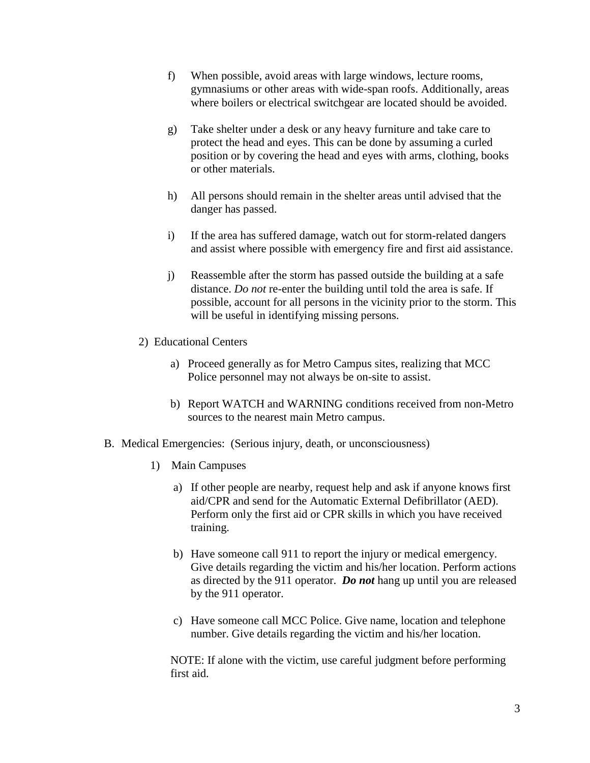f) When possible, avoid areas with large windows, lecture rooms, gymnasiums or other areas with wide-span roofs. Additionally, areas where boilers or electrical switchgear are located should be avoided.

g) Take shelter under a desk or any heavy furniture and take care to protect the head and eyes. This can be done by assuming a curled position or by covering the head and eyes with arms, clothing, books or other materials.

h) All persons should remain in the shelter areas until advised that the danger has passed.

i) If the area has suffered damage, watch out for storm-related dangers and assist where possible with emergency fire and first aid assistance.

j) Reassemble after the storm has passed outside the building at a safe distance. *Do not* re-enter the building until told the area is safe. If possible, account for all persons in the vicinity prior to the storm. This will be useful in identifying missing persons.

2) Educational Centers

a) Proceed generally as for Metro Campus sites, realizing that MCC Police personnel may not always be on-site to assist.

b) Report WATCH and WARNING conditions received from non-Metro sources to the nearest main Metro campus.

B. Medical Emergencies: (Serious injury, death, or unconsciousness)

1) Main Campuses

a) If other people are nearby, request help and ask if anyone knows first aid/CPR and send for the Automatic External Defibrillator (AED). Perform only the first aid or CPR skills in which you have received training.

b) Have someone call 911 to report the injury or medical emergency. Give details regarding the victim and his/her location. Perform actions as directed by the 911 operator. ***Do not*** hang up until you are released by the 911 operator.

c) Have someone call MCC Police. Give name, location and telephone number. Give details regarding the victim and his/her location.

NOTE: If alone with the victim, use careful judgment before performing first aid.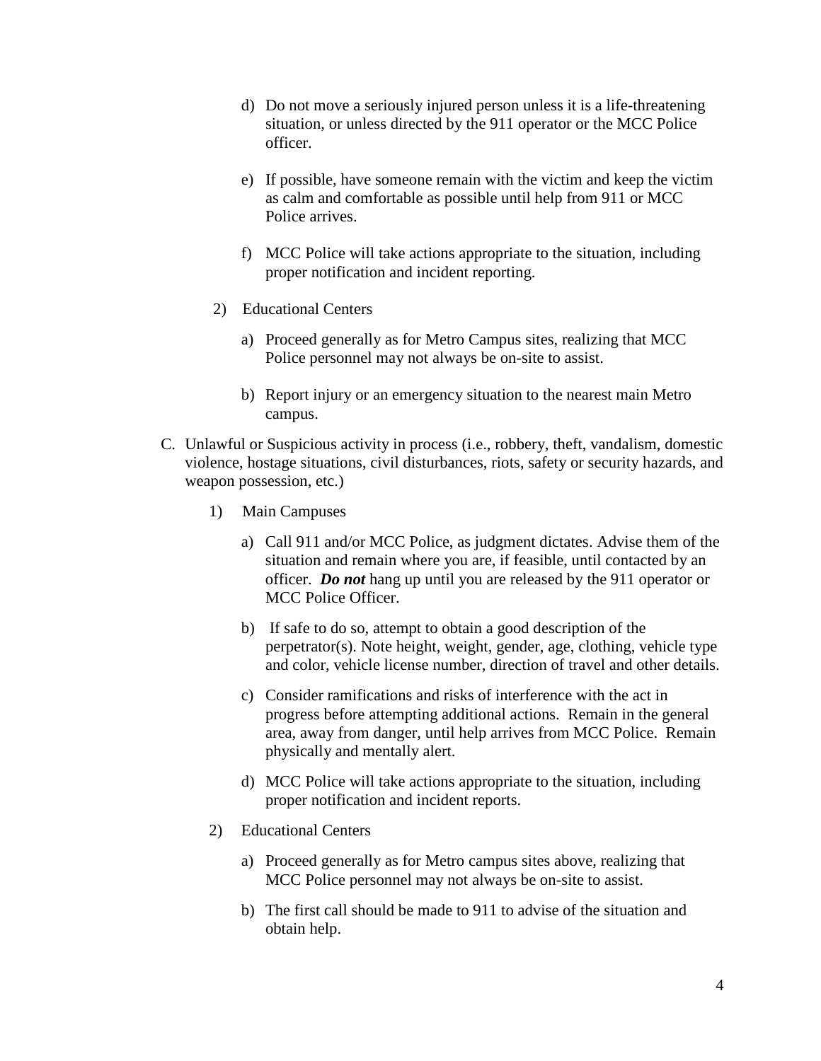d) Do not move a seriously injured person unless it is a life-threatening situation, or unless directed by the 911 operator or the MCC Police officer.

e) If possible, have someone remain with the victim and keep the victim as calm and comfortable as possible until help from 911 or MCC Police arrives.

f) MCC Police will take actions appropriate to the situation, including proper notification and incident reporting.

2) Educational Centers

a) Proceed generally as for Metro Campus sites, realizing that MCC Police personnel may not always be on-site to assist.

b) Report injury or an emergency situation to the nearest main Metro campus.

C. Unlawful or Suspicious activity in process (i.e., robbery, theft, vandalism, domestic violence, hostage situations, civil disturbances, riots, safety or security hazards, and weapon possession, etc.)

1) Main Campuses

a) Call 911 and/or MCC Police, as judgment dictates. Advise them of the situation and remain where you are, if feasible, until contacted by an officer. ***Do not*** hang up until you are released by the 911 operator or MCC Police Officer.

b) If safe to do so, attempt to obtain a good description of the perpetrator(s). Note height, weight, gender, age, clothing, vehicle type and color, vehicle license number, direction of travel and other details.

c) Consider ramifications and risks of interference with the act in progress before attempting additional actions. Remain in the general area, away from danger, until help arrives from MCC Police. Remain physically and mentally alert.

d) MCC Police will take actions appropriate to the situation, including proper notification and incident reports.

2) Educational Centers

a) Proceed generally as for Metro campus sites above, realizing that MCC Police personnel may not always be on-site to assist.

b) The first call should be made to 911 to advise of the situation and obtain help.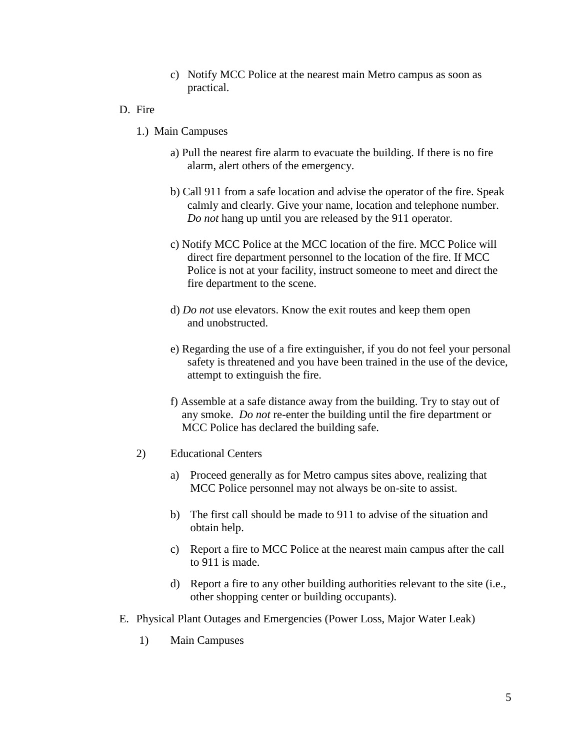c) Notify MCC Police at the nearest main Metro campus as soon as practical.

D. Fire

1.) Main Campuses

a) Pull the nearest fire alarm to evacuate the building. If there is no fire alarm, alert others of the emergency.

b) Call 911 from a safe location and advise the operator of the fire. Speak calmly and clearly. Give your name, location and telephone number. *Do not* hang up until you are released by the 911 operator.

c) Notify MCC Police at the MCC location of the fire. MCC Police will direct fire department personnel to the location of the fire. If MCC Police is not at your facility, instruct someone to meet and direct the fire department to the scene.

d) *Do not* use elevators. Know the exit routes and keep them open and unobstructed.

e) Regarding the use of a fire extinguisher, if you do not feel your personal safety is threatened and you have been trained in the use of the device, attempt to extinguish the fire.

f) Assemble at a safe distance away from the building. Try to stay out of any smoke. *Do not* re-enter the building until the fire department or MCC Police has declared the building safe.

2) Educational Centers

a) Proceed generally as for Metro campus sites above, realizing that MCC Police personnel may not always be on-site to assist.

b) The first call should be made to 911 to advise of the situation and obtain help.

c) Report a fire to MCC Police at the nearest main campus after the call to 911 is made.

d) Report a fire to any other building authorities relevant to the site (i.e., other shopping center or building occupants).

E. Physical Plant Outages and Emergencies (Power Loss, Major Water Leak)

1) Main Campuses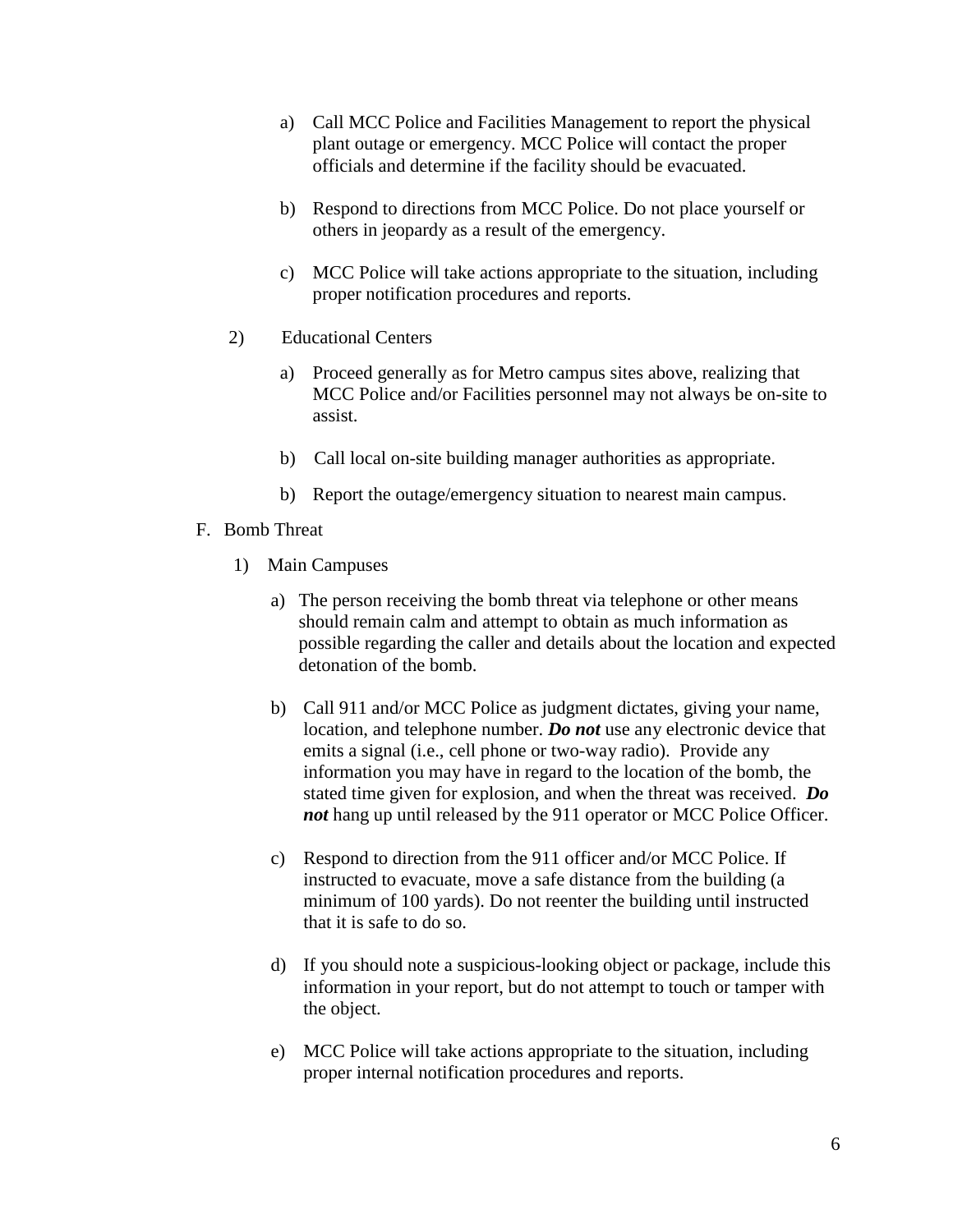a) Call MCC Police and Facilities Management to report the physical plant outage or emergency. MCC Police will contact the proper officials and determine if the facility should be evacuated.

b) Respond to directions from MCC Police. Do not place yourself or others in jeopardy as a result of the emergency.

c) MCC Police will take actions appropriate to the situation, including proper notification procedures and reports.

2) Educational Centers

a) Proceed generally as for Metro campus sites above, realizing that MCC Police and/or Facilities personnel may not always be on-site to assist.

b) Call local on-site building manager authorities as appropriate.

b) Report the outage/emergency situation to nearest main campus.

F. Bomb Threat

1) Main Campuses

a) The person receiving the bomb threat via telephone or other means should remain calm and attempt to obtain as much information as possible regarding the caller and details about the location and expected detonation of the bomb.

b) Call 911 and/or MCC Police as judgment dictates, giving your name, location, and telephone number. ***Do not*** use any electronic device that emits a signal (i.e., cell phone or two-way radio). Provide any information you may have in regard to the location of the bomb, the stated time given for explosion, and when the threat was received. ***Do not*** hang up until released by the 911 operator or MCC Police Officer.

c) Respond to direction from the 911 officer and/or MCC Police. If instructed to evacuate, move a safe distance from the building (a minimum of 100 yards). Do not reenter the building until instructed that it is safe to do so.

d) If you should note a suspicious-looking object or package, include this information in your report, but do not attempt to touch or tamper with the object.

e) MCC Police will take actions appropriate to the situation, including proper internal notification procedures and reports.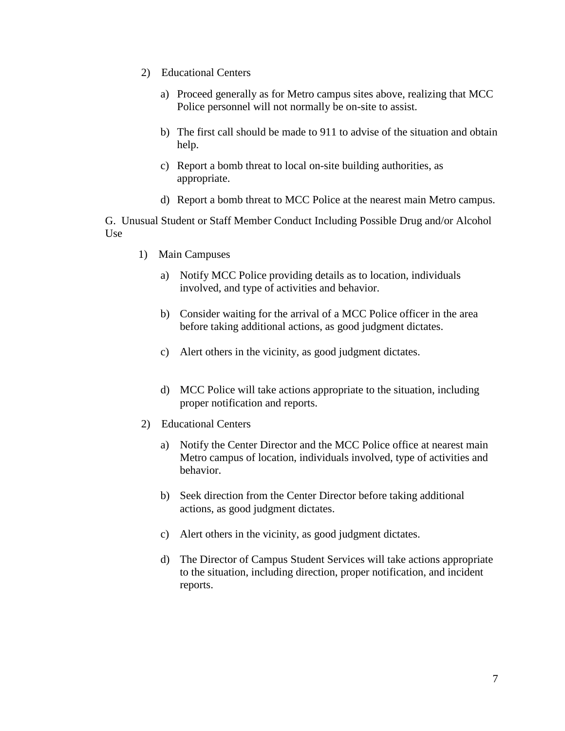2) Educational Centers

   a) Proceed generally as for Metro campus sites above, realizing that MCC Police personnel will not normally be on-site to assist.

   b) The first call should be made to 911 to advise of the situation and obtain help.

   c) Report a bomb threat to local on-site building authorities, as appropriate.

   d) Report a bomb threat to MCC Police at the nearest main Metro campus.

G. Unusual Student or Staff Member Conduct Including Possible Drug and/or Alcohol Use

1) Main Campuses

   a) Notify MCC Police providing details as to location, individuals involved, and type of activities and behavior.

   b) Consider waiting for the arrival of a MCC Police officer in the area before taking additional actions, as good judgment dictates.

   c) Alert others in the vicinity, as good judgment dictates.

   d) MCC Police will take actions appropriate to the situation, including proper notification and reports.

2) Educational Centers

   a) Notify the Center Director and the MCC Police office at nearest main Metro campus of location, individuals involved, type of activities and behavior.

   b) Seek direction from the Center Director before taking additional actions, as good judgment dictates.

   c) Alert others in the vicinity, as good judgment dictates.

   d) The Director of Campus Student Services will take actions appropriate to the situation, including direction, proper notification, and incident reports.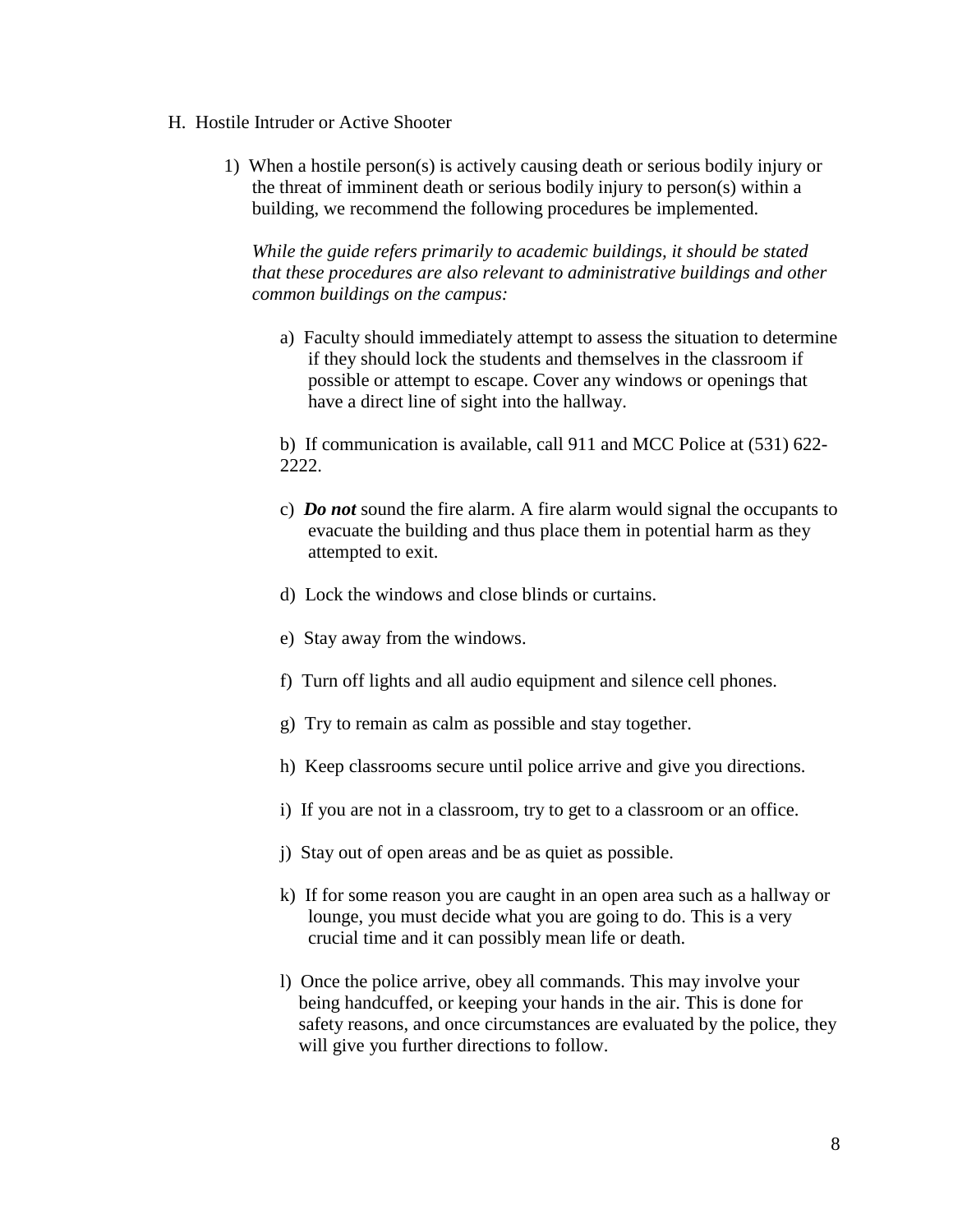## H. Hostile Intruder or Active Shooter

1) When a hostile person(s) is actively causing death or serious bodily injury or the threat of imminent death or serious bodily injury to person(s) within a building, we recommend the following procedures be implemented.

   *While the guide refers primarily to academic buildings, it should be stated that these procedures are also relevant to administrative buildings and other common buildings on the campus:*

   a) Faculty should immediately attempt to assess the situation to determine if they should lock the students and themselves in the classroom if possible or attempt to escape. Cover any windows or openings that have a direct line of sight into the hallway.

   b) If communication is available, call 911 and MCC Police at (531) 622-2222.

   c) ***Do not*** sound the fire alarm. A fire alarm would signal the occupants to evacuate the building and thus place them in potential harm as they attempted to exit.

   d) Lock the windows and close blinds or curtains.

   e) Stay away from the windows.

   f) Turn off lights and all audio equipment and silence cell phones.

   g) Try to remain as calm as possible and stay together.

   h) Keep classrooms secure until police arrive and give you directions.

   i) If you are not in a classroom, try to get to a classroom or an office.

   j) Stay out of open areas and be as quiet as possible.

   k) If for some reason you are caught in an open area such as a hallway or lounge, you must decide what you are going to do. This is a very crucial time and it can possibly mean life or death.

   l) Once the police arrive, obey all commands. This may involve your being handcuffed, or keeping your hands in the air. This is done for safety reasons, and once circumstances are evaluated by the police, they will give you further directions to follow.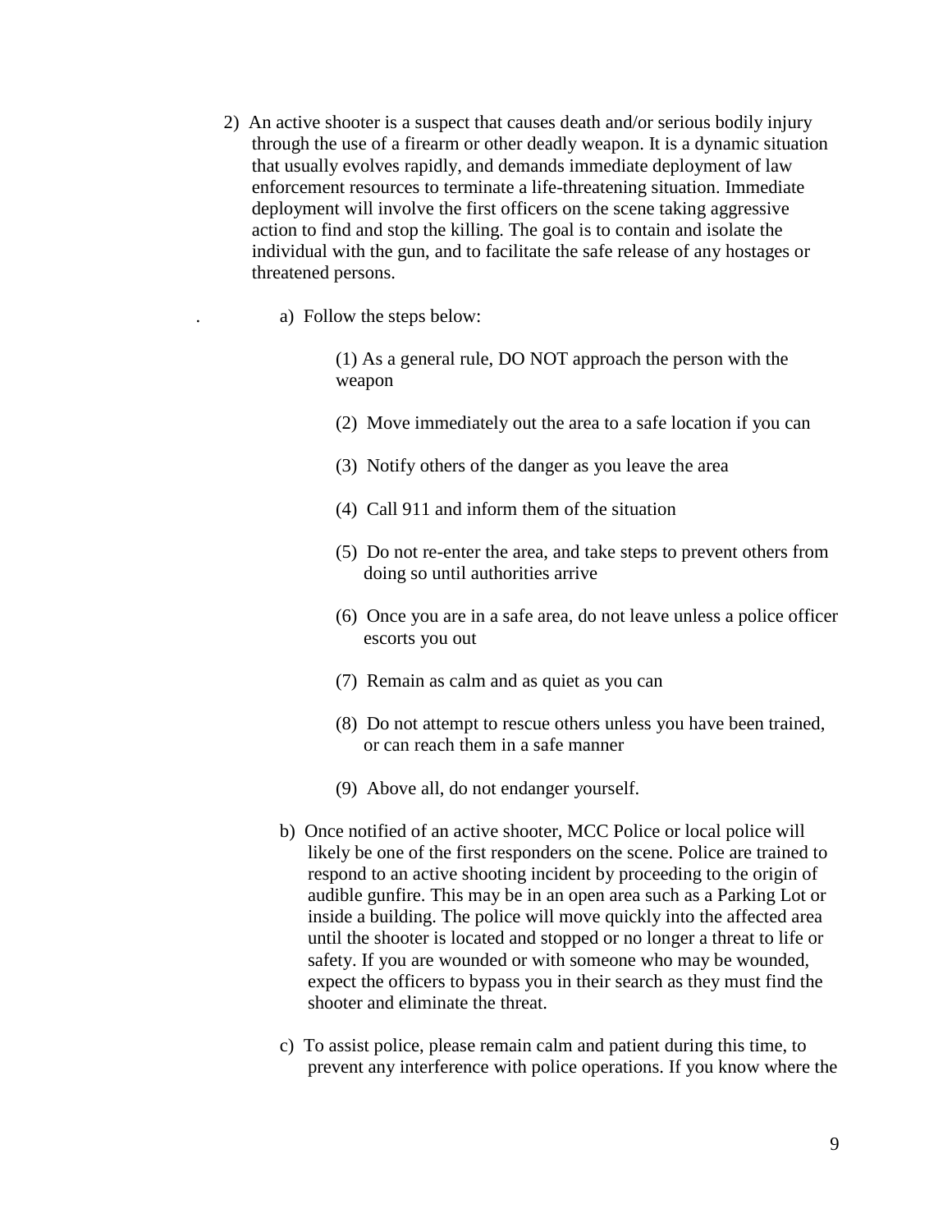2) An active shooter is a suspect that causes death and/or serious bodily injury through the use of a firearm or other deadly weapon. It is a dynamic situation that usually evolves rapidly, and demands immediate deployment of law enforcement resources to terminate a life-threatening situation. Immediate deployment will involve the first officers on the scene taking aggressive action to find and stop the killing. The goal is to contain and isolate the individual with the gun, and to facilitate the safe release of any hostages or threatened persons.

   a) Follow the steps below:

      (1) As a general rule, DO NOT approach the person with the weapon

      (2) Move immediately out the area to a safe location if you can

      (3) Notify others of the danger as you leave the area

      (4) Call 911 and inform them of the situation

      (5) Do not re-enter the area, and take steps to prevent others from doing so until authorities arrive

      (6) Once you are in a safe area, do not leave unless a police officer escorts you out

      (7) Remain as calm and as quiet as you can

      (8) Do not attempt to rescue others unless you have been trained, or can reach them in a safe manner

      (9) Above all, do not endanger yourself.

   b) Once notified of an active shooter, MCC Police or local police will likely be one of the first responders on the scene. Police are trained to respond to an active shooting incident by proceeding to the origin of audible gunfire. This may be in an open area such as a Parking Lot or inside a building. The police will move quickly into the affected area until the shooter is located and stopped or no longer a threat to life or safety. If you are wounded or with someone who may be wounded, expect the officers to bypass you in their search as they must find the shooter and eliminate the threat.

   c) To assist police, please remain calm and patient during this time, to prevent any interference with police operations. If you know where the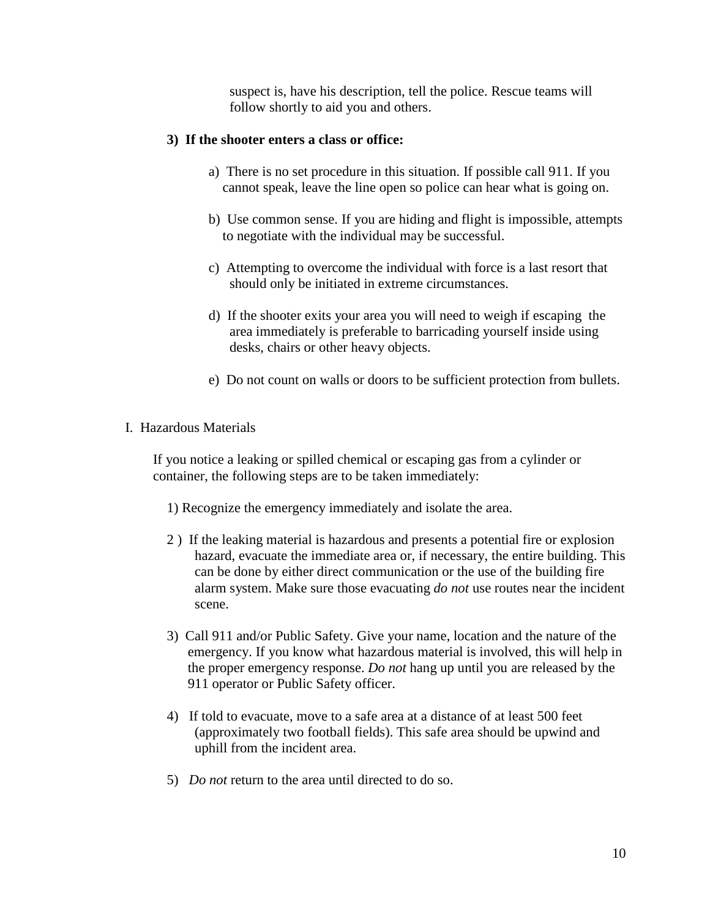suspect is, have his description, tell the police. Rescue teams will follow shortly to aid you and others.

**3) If the shooter enters a class or office:**

a) There is no set procedure in this situation. If possible call 911. If you cannot speak, leave the line open so police can hear what is going on.

b) Use common sense. If you are hiding and flight is impossible, attempts to negotiate with the individual may be successful.

c) Attempting to overcome the individual with force is a last resort that should only be initiated in extreme circumstances.

d) If the shooter exits your area you will need to weigh if escaping the area immediately is preferable to barricading yourself inside using desks, chairs or other heavy objects.

e) Do not count on walls or doors to be sufficient protection from bullets.

## I. Hazardous Materials

If you notice a leaking or spilled chemical or escaping gas from a cylinder or container, the following steps are to be taken immediately:

1) Recognize the emergency immediately and isolate the area.

2 ) If the leaking material is hazardous and presents a potential fire or explosion hazard, evacuate the immediate area or, if necessary, the entire building. This can be done by either direct communication or the use of the building fire alarm system. Make sure those evacuating *do not* use routes near the incident scene.

3) Call 911 and/or Public Safety. Give your name, location and the nature of the emergency. If you know what hazardous material is involved, this will help in the proper emergency response. *Do not* hang up until you are released by the 911 operator or Public Safety officer.

4) If told to evacuate, move to a safe area at a distance of at least 500 feet (approximately two football fields). This safe area should be upwind and uphill from the incident area.

5) *Do not* return to the area until directed to do so.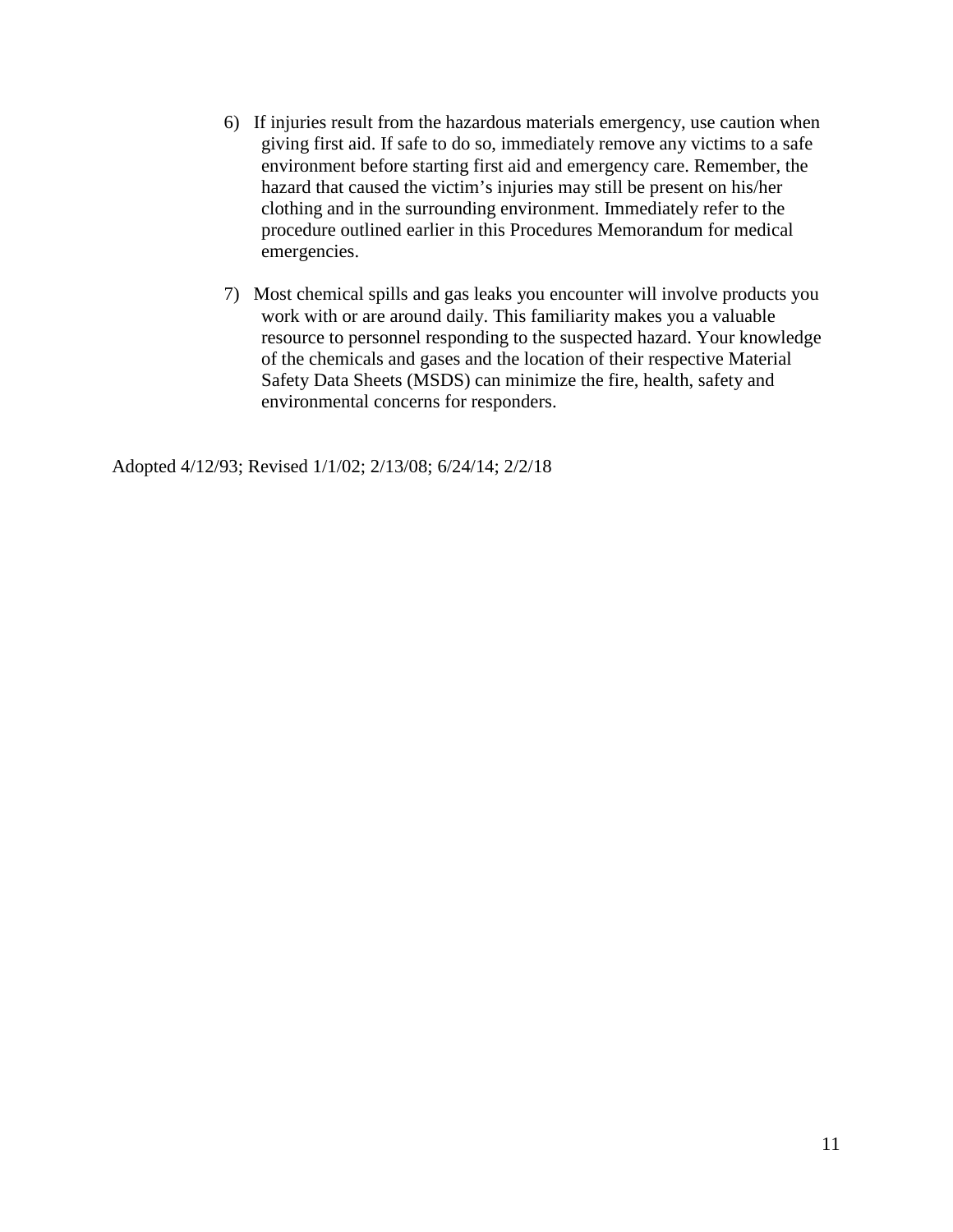6) If injuries result from the hazardous materials emergency, use caution when giving first aid. If safe to do so, immediately remove any victims to a safe environment before starting first aid and emergency care. Remember, the hazard that caused the victim's injuries may still be present on his/her clothing and in the surrounding environment. Immediately refer to the procedure outlined earlier in this Procedures Memorandum for medical emergencies.

7) Most chemical spills and gas leaks you encounter will involve products you work with or are around daily. This familiarity makes you a valuable resource to personnel responding to the suspected hazard. Your knowledge of the chemicals and gases and the location of their respective Material Safety Data Sheets (MSDS) can minimize the fire, health, safety and environmental concerns for responders.

Adopted 4/12/93; Revised 1/1/02; 2/13/08; 6/24/14; 2/2/18